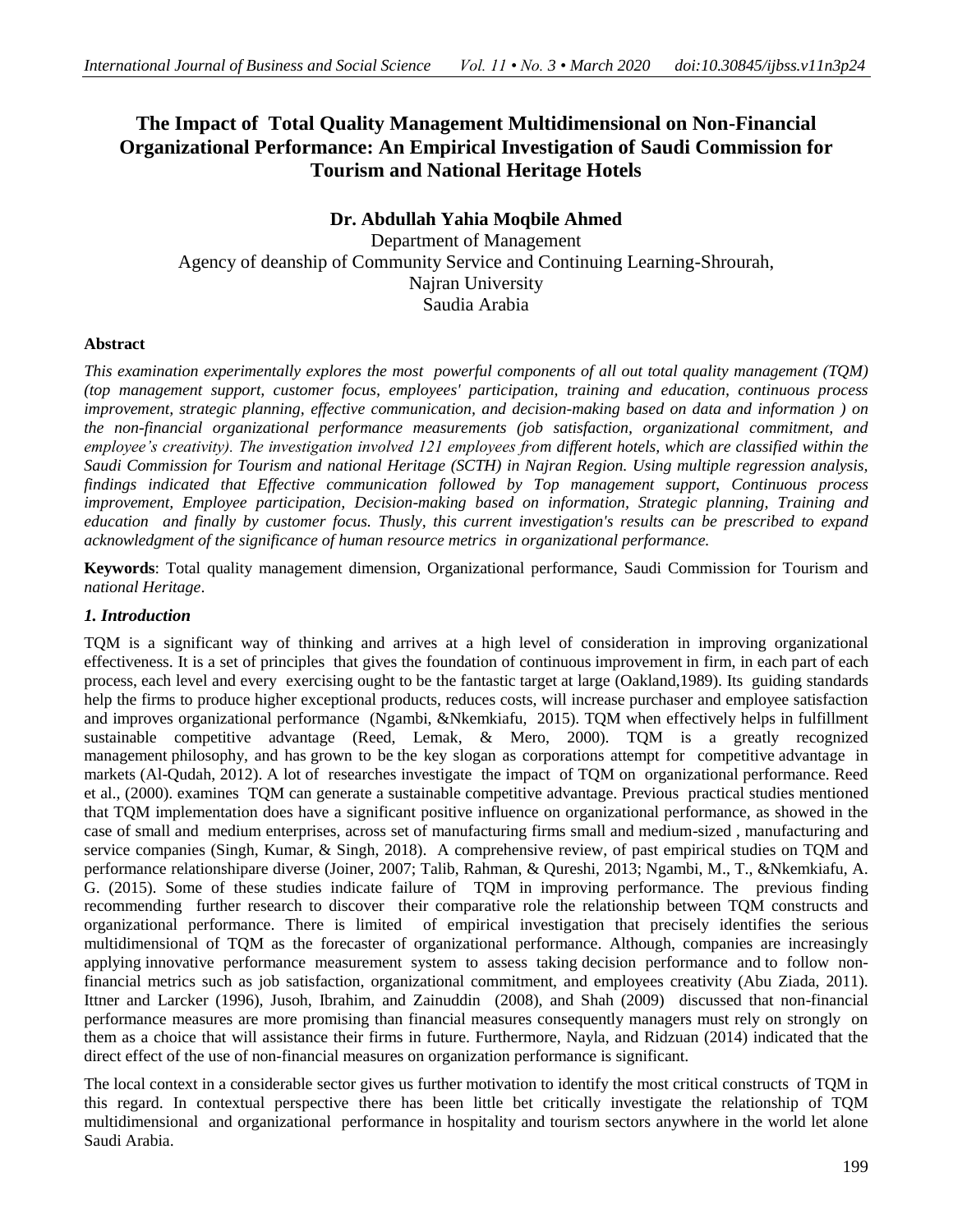# The Impact of Total Quality Management Multidimensional on Non-Financial Organizational Performance: An Empirical Investigation of Saudi Commission for Tourism and National Heritage Hotels

**Dr. Abdullah Yahia Moqbile Ahmed**

Department of Management
Agency of deanship of Community Service and Continuing Learning-Shrourah,
Najran University
Saudia Arabia

**Abstract**

*This examination experimentally explores the most powerful components of all out total quality management (TQM) (top management support, customer focus, employees' participation, training and education, continuous process improvement, strategic planning, effective communication, and decision-making based on data and information ) on the non-financial organizational performance measurements (job satisfaction, organizational commitment, and employee's creativity). The investigation involved 121 employees from different hotels, which are classified within the Saudi Commission for Tourism and national Heritage (SCTH) in Najran Region. Using multiple regression analysis, findings indicated that Effective communication followed by Top management support, Continuous process improvement, Employee participation, Decision-making based on information, Strategic planning, Training and education and finally by customer focus. Thusly, this current investigation's results can be prescribed to expand acknowledgment of the significance of human resource metrics in organizational performance.*

**Keywords**: Total quality management dimension, Organizational performance, Saudi Commission for Tourism and *national Heritage*.

## *1. Introduction*

TQM is a significant way of thinking and arrives at a high level of consideration in improving organizational effectiveness. It is a set of principles that gives the foundation of continuous improvement in firm, in each part of each process, each level and every exercising ought to be the fantastic target at large (Oakland,1989). Its guiding standards help the firms to produce higher exceptional products, reduces costs, will increase purchaser and employee satisfaction and improves organizational performance (Ngambi, &Nkemkiafu, 2015). TQM when effectively helps in fulfillment sustainable competitive advantage (Reed, Lemak, & Mero, 2000). TQM is a greatly recognized management philosophy, and has grown to be the key slogan as corporations attempt for competitive advantage in markets (Al-Qudah, 2012). A lot of researches investigate the impact of TQM on organizational performance. Reed et al., (2000). examines TQM can generate a sustainable competitive advantage. Previous practical studies mentioned that TQM implementation does have a significant positive influence on organizational performance, as showed in the case of small and medium enterprises, across set of manufacturing firms small and medium-sized , manufacturing and service companies (Singh, Kumar, & Singh, 2018). A comprehensive review, of past empirical studies on TQM and performance relationshipare diverse (Joiner, 2007; Talib, Rahman, & Qureshi, 2013; Ngambi, M., T., &Nkemkiafu, A. G. (2015). Some of these studies indicate failure of TQM in improving performance. The previous finding recommending further research to discover their comparative role the relationship between TQM constructs and organizational performance. There is limited of empirical investigation that precisely identifies the serious multidimensional of TQM as the forecaster of organizational performance. Although, companies are increasingly applying innovative performance measurement system to assess taking decision performance and to follow non-financial metrics such as job satisfaction, organizational commitment, and employees creativity (Abu Ziada, 2011). Ittner and Larcker (1996), Jusoh, Ibrahim, and Zainuddin (2008), and Shah (2009) discussed that non-financial performance measures are more promising than financial measures consequently managers must rely on strongly on them as a choice that will assistance their firms in future. Furthermore, Nayla, and Ridzuan (2014) indicated that the direct effect of the use of non-financial measures on organization performance is significant.

The local context in a considerable sector gives us further motivation to identify the most critical constructs of TQM in this regard. In contextual perspective there has been little bet critically investigate the relationship of TQM multidimensional and organizational performance in hospitality and tourism sectors anywhere in the world let alone Saudi Arabia.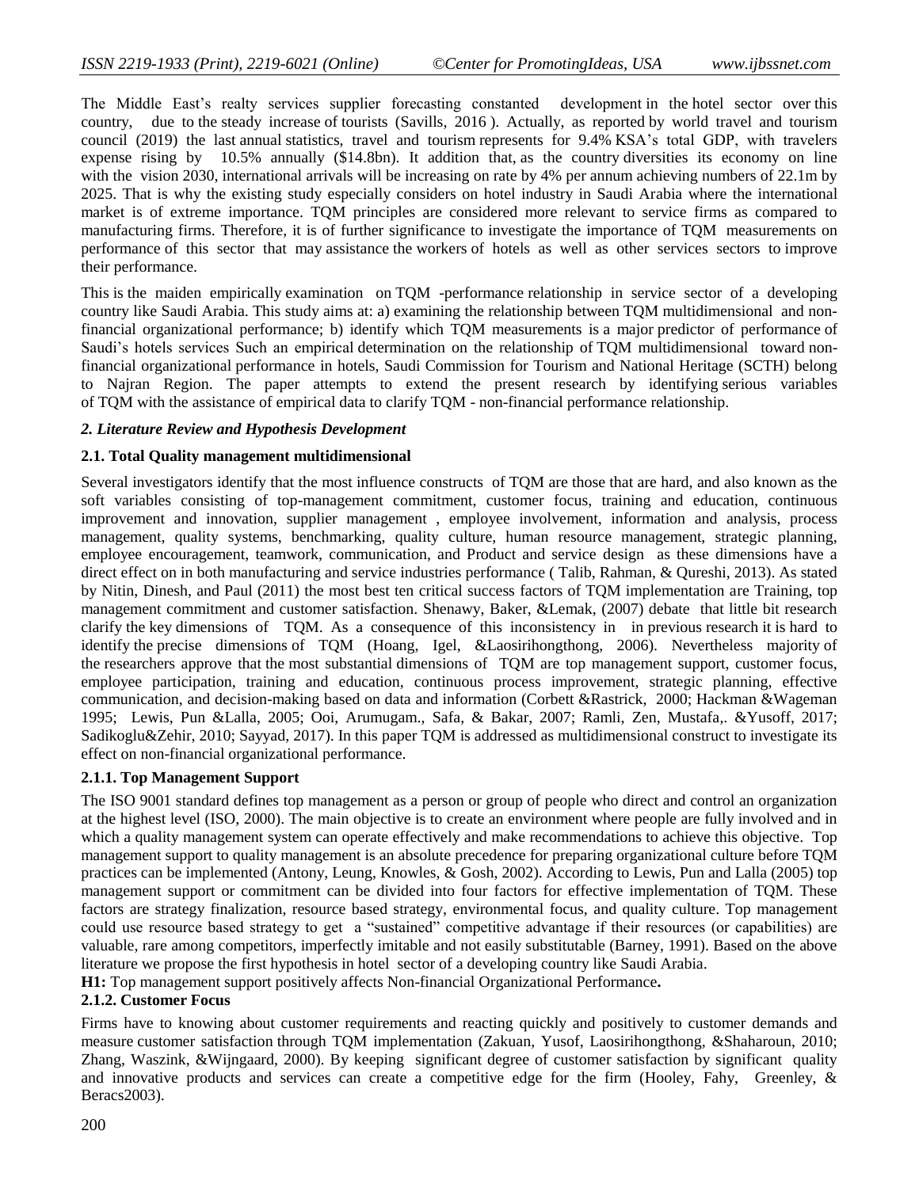The Middle East's realty services supplier forecasting constanted development in the hotel sector over this country, due to the steady increase of tourists (Savills, 2016 ). Actually, as reported by world travel and tourism council (2019) the last annual statistics, travel and tourism represents for 9.4% KSA's total GDP, with travelers expense rising by 10.5% annually ($14.8bn). It addition that, as the country diversities its economy on line with the vision 2030, international arrivals will be increasing on rate by 4% per annum achieving numbers of 22.1m by 2025. That is why the existing study especially considers on hotel industry in Saudi Arabia where the international market is of extreme importance. TQM principles are considered more relevant to service firms as compared to manufacturing firms. Therefore, it is of further significance to investigate the importance of TQM measurements on performance of this sector that may assistance the workers of hotels as well as other services sectors to improve their performance.

This is the maiden empirically examination on TQM -performance relationship in service sector of a developing country like Saudi Arabia. This study aims at: a) examining the relationship between TQM multidimensional and non-financial organizational performance; b) identify which TQM measurements is a major predictor of performance of Saudi's hotels services Such an empirical determination on the relationship of TQM multidimensional toward non-financial organizational performance in hotels, Saudi Commission for Tourism and National Heritage (SCTH) belong to Najran Region. The paper attempts to extend the present research by identifying serious variables of TQM with the assistance of empirical data to clarify TQM - non-financial performance relationship.

## *2. Literature Review and Hypothesis Development*

### 2.1. Total Quality management multidimensional

Several investigators identify that the most influence constructs of TQM are those that are hard, and also known as the soft variables consisting of top-management commitment, customer focus, training and education, continuous improvement and innovation, supplier management , employee involvement, information and analysis, process management, quality systems, benchmarking, quality culture, human resource management, strategic planning, employee encouragement, teamwork, communication, and Product and service design as these dimensions have a direct effect on in both manufacturing and service industries performance ( Talib, Rahman, & Qureshi, 2013). As stated by Nitin, Dinesh, and Paul (2011) the most best ten critical success factors of TQM implementation are Training, top management commitment and customer satisfaction. Shenawy, Baker, &Lemak, (2007) debate that little bit research clarify the key dimensions of TQM. As a consequence of this inconsistency in in previous research it is hard to identify the precise dimensions of TQM (Hoang, Igel, &Laosirihongthong, 2006). Nevertheless majority of the researchers approve that the most substantial dimensions of TQM are top management support, customer focus, employee participation, training and education, continuous process improvement, strategic planning, effective communication, and decision-making based on data and information (Corbett &Rastrick, 2000; Hackman &Wageman 1995; Lewis, Pun &Lalla, 2005; Ooi, Arumugam., Safa, & Bakar, 2007; Ramli, Zen, Mustafa,. &Yusoff, 2017; Sadikoglu&Zehir, 2010; Sayyad, 2017). In this paper TQM is addressed as multidimensional construct to investigate its effect on non-financial organizational performance.

#### 2.1.1. Top Management Support

The ISO 9001 standard defines top management as a person or group of people who direct and control an organization at the highest level (ISO, 2000). The main objective is to create an environment where people are fully involved and in which a quality management system can operate effectively and make recommendations to achieve this objective. Top management support to quality management is an absolute precedence for preparing organizational culture before TQM practices can be implemented (Antony, Leung, Knowles, & Gosh, 2002). According to Lewis, Pun and Lalla (2005) top management support or commitment can be divided into four factors for effective implementation of TQM. These factors are strategy finalization, resource based strategy, environmental focus, and quality culture. Top management could use resource based strategy to get a "sustained" competitive advantage if their resources (or capabilities) are valuable, rare among competitors, imperfectly imitable and not easily substitutable (Barney, 1991). Based on the above literature we propose the first hypothesis in hotel sector of a developing country like Saudi Arabia.

**H1:** Top management support positively affects Non-financial Organizational Performance**.**

#### 2.1.2. Customer Focus

Firms have to knowing about customer requirements and reacting quickly and positively to customer demands and measure customer satisfaction through TQM implementation (Zakuan, Yusof, Laosirihongthong, &Shaharoun, 2010; Zhang, Waszink, &Wijngaard, 2000). By keeping significant degree of customer satisfaction by significant quality and innovative products and services can create a competitive edge for the firm (Hooley, Fahy, Greenley, & Beracs2003).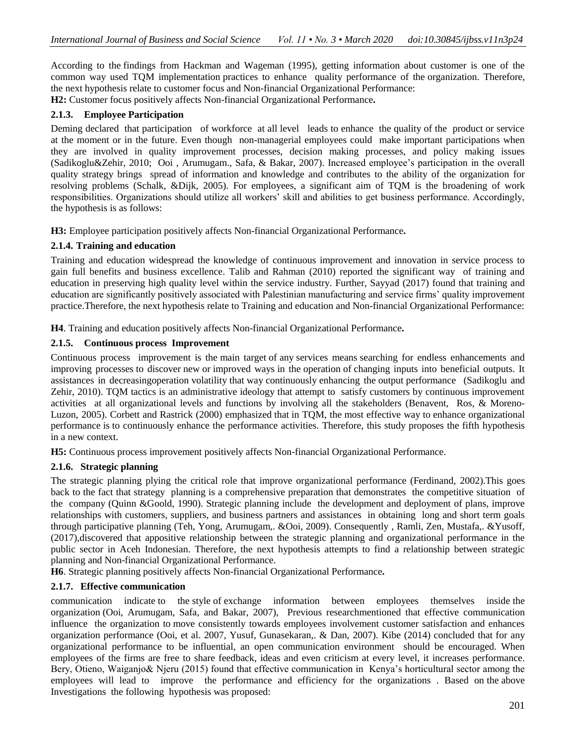According to the findings from Hackman and Wageman (1995), getting information about customer is one of the common way used TQM implementation practices to enhance quality performance of the organization. Therefore, the next hypothesis relate to customer focus and Non-financial Organizational Performance:

**H2:** Customer focus positively affects Non-financial Organizational Performance**.**

### 2.1.3. Employee Participation

Deming declared that participation of workforce at all level leads to enhance the quality of the product or service at the moment or in the future. Even though non-managerial employees could make important participations when they are involved in quality improvement processes, decision making processes, and policy making issues (Sadikoglu&Zehir, 2010; Ooi , Arumugam., Safa, & Bakar, 2007). Increased employee's participation in the overall quality strategy brings spread of information and knowledge and contributes to the ability of the organization for resolving problems (Schalk, &Dijk, 2005). For employees, a significant aim of TQM is the broadening of work responsibilities. Organizations should utilize all workers' skill and abilities to get business performance. Accordingly, the hypothesis is as follows:

**H3:** Employee participation positively affects Non-financial Organizational Performance**.**

### 2.1.4. Training and education

Training and education widespread the knowledge of continuous improvement and innovation in service process to gain full benefits and business excellence. Talib and Rahman (2010) reported the significant way of training and education in preserving high quality level within the service industry. Further, Sayyad (2017) found that training and education are significantly positively associated with Palestinian manufacturing and service firms' quality improvement practice.Therefore, the next hypothesis relate to Training and education and Non-financial Organizational Performance:

**H4**. Training and education positively affects Non-financial Organizational Performance**.**

### 2.1.5. Continuous process Improvement

Continuous process improvement is the main target of any services means searching for endless enhancements and improving processes to discover new or improved ways in the operation of changing inputs into beneficial outputs. It assistances in decreasingoperation volatility that way continuously enhancing the output performance (Sadikoglu and Zehir, 2010). TQM tactics is an administrative ideology that attempt to satisfy customers by continuous improvement activities at all organizational levels and functions by involving all the stakeholders (Benavent, Ros, & Moreno-Luzon, 2005). Corbett and Rastrick (2000) emphasized that in TQM, the most effective way to enhance organizational performance is to continuously enhance the performance activities. Therefore, this study proposes the fifth hypothesis in a new context.

**H5:** Continuous process improvement positively affects Non-financial Organizational Performance.

### 2.1.6. Strategic planning

The strategic planning plying the critical role that improve organizational performance (Ferdinand, 2002).This goes back to the fact that strategy planning is a comprehensive preparation that demonstrates the competitive situation of the company (Quinn &Goold, 1990). Strategic planning include the development and deployment of plans, improve relationships with customers, suppliers, and business partners and assistances in obtaining long and short term goals through participative planning (Teh, Yong, Arumugam,. &Ooi, 2009). Consequently , Ramli, Zen, Mustafa,. &Yusoff, (2017),discovered that appositive relationship between the strategic planning and organizational performance in the public sector in Aceh Indonesian. Therefore, the next hypothesis attempts to find a relationship between strategic planning and Non-financial Organizational Performance.

**H6**. Strategic planning positively affects Non-financial Organizational Performance**.**

### 2.1.7. Effective communication

communication indicate to the style of exchange information between employees themselves inside the organization (Ooi, Arumugam, Safa, and Bakar, 2007), Previous researchmentioned that effective communication influence the organization to move consistently towards employees involvement customer satisfaction and enhances organization performance (Ooi, et al. 2007, Yusuf, Gunasekaran,. & Dan, 2007). Kibe (2014) concluded that for any organizational performance to be influential, an open communication environment should be encouraged. When employees of the firms are free to share feedback, ideas and even criticism at every level, it increases performance. Bery, Otieno, Waiganjo& Njeru (2015) found that effective communication in Kenya's horticultural sector among the employees will lead to improve the performance and efficiency for the organizations . Based on the above Investigations the following hypothesis was proposed: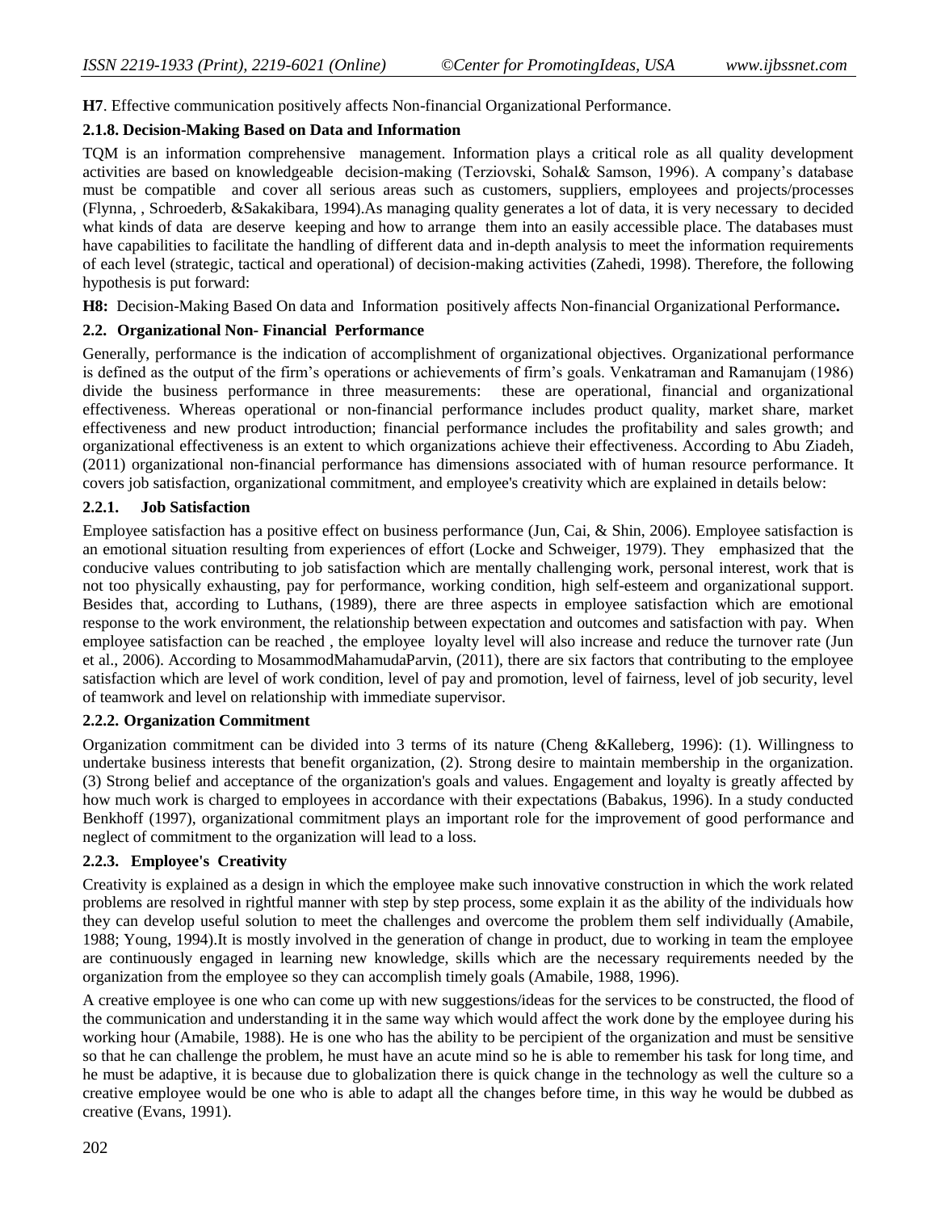**H7**. Effective communication positively affects Non-financial Organizational Performance.

### 2.1.8. Decision-Making Based on Data and Information

TQM is an information comprehensive management. Information plays a critical role as all quality development activities are based on knowledgeable decision-making (Terziovski, Sohal& Samson, 1996). A company's database must be compatible and cover all serious areas such as customers, suppliers, employees and projects/processes (Flynna, , Schroederb, &Sakakibara, 1994).As managing quality generates a lot of data, it is very necessary to decided what kinds of data are deserve keeping and how to arrange them into an easily accessible place. The databases must have capabilities to facilitate the handling of different data and in-depth analysis to meet the information requirements of each level (strategic, tactical and operational) of decision-making activities (Zahedi, 1998). Therefore, the following hypothesis is put forward:

**H8:** Decision-Making Based On data and Information positively affects Non-financial Organizational Performance**.**

## 2.2. Organizational Non- Financial Performance

Generally, performance is the indication of accomplishment of organizational objectives. Organizational performance is defined as the output of the firm's operations or achievements of firm's goals. Venkatraman and Ramanujam (1986) divide the business performance in three measurements: these are operational, financial and organizational effectiveness. Whereas operational or non-financial performance includes product quality, market share, market effectiveness and new product introduction; financial performance includes the profitability and sales growth; and organizational effectiveness is an extent to which organizations achieve their effectiveness. According to Abu Ziadeh, (2011) organizational non-financial performance has dimensions associated with of human resource performance. It covers job satisfaction, organizational commitment, and employee's creativity which are explained in details below:

### 2.2.1. Job Satisfaction

Employee satisfaction has a positive effect on business performance (Jun, Cai, & Shin, 2006). Employee satisfaction is an emotional situation resulting from experiences of effort (Locke and Schweiger, 1979). They emphasized that the conducive values contributing to job satisfaction which are mentally challenging work, personal interest, work that is not too physically exhausting, pay for performance, working condition, high self-esteem and organizational support. Besides that, according to Luthans, (1989), there are three aspects in employee satisfaction which are emotional response to the work environment, the relationship between expectation and outcomes and satisfaction with pay. When employee satisfaction can be reached , the employee loyalty level will also increase and reduce the turnover rate (Jun et al., 2006). According to MosammodMahamudaParvin, (2011), there are six factors that contributing to the employee satisfaction which are level of work condition, level of pay and promotion, level of fairness, level of job security, level of teamwork and level on relationship with immediate supervisor.

### 2.2.2. Organization Commitment

Organization commitment can be divided into 3 terms of its nature (Cheng &Kalleberg, 1996): (1). Willingness to undertake business interests that benefit organization, (2). Strong desire to maintain membership in the organization. (3) Strong belief and acceptance of the organization's goals and values. Engagement and loyalty is greatly affected by how much work is charged to employees in accordance with their expectations (Babakus, 1996). In a study conducted Benkhoff (1997), organizational commitment plays an important role for the improvement of good performance and neglect of commitment to the organization will lead to a loss.

### 2.2.3. Employee's Creativity

Creativity is explained as a design in which the employee make such innovative construction in which the work related problems are resolved in rightful manner with step by step process, some explain it as the ability of the individuals how they can develop useful solution to meet the challenges and overcome the problem them self individually (Amabile, 1988; Young, 1994).It is mostly involved in the generation of change in product, due to working in team the employee are continuously engaged in learning new knowledge, skills which are the necessary requirements needed by the organization from the employee so they can accomplish timely goals (Amabile, 1988, 1996).

A creative employee is one who can come up with new suggestions/ideas for the services to be constructed, the flood of the communication and understanding it in the same way which would affect the work done by the employee during his working hour (Amabile, 1988). He is one who has the ability to be percipient of the organization and must be sensitive so that he can challenge the problem, he must have an acute mind so he is able to remember his task for long time, and he must be adaptive, it is because due to globalization there is quick change in the technology as well the culture so a creative employee would be one who is able to adapt all the changes before time, in this way he would be dubbed as creative (Evans, 1991).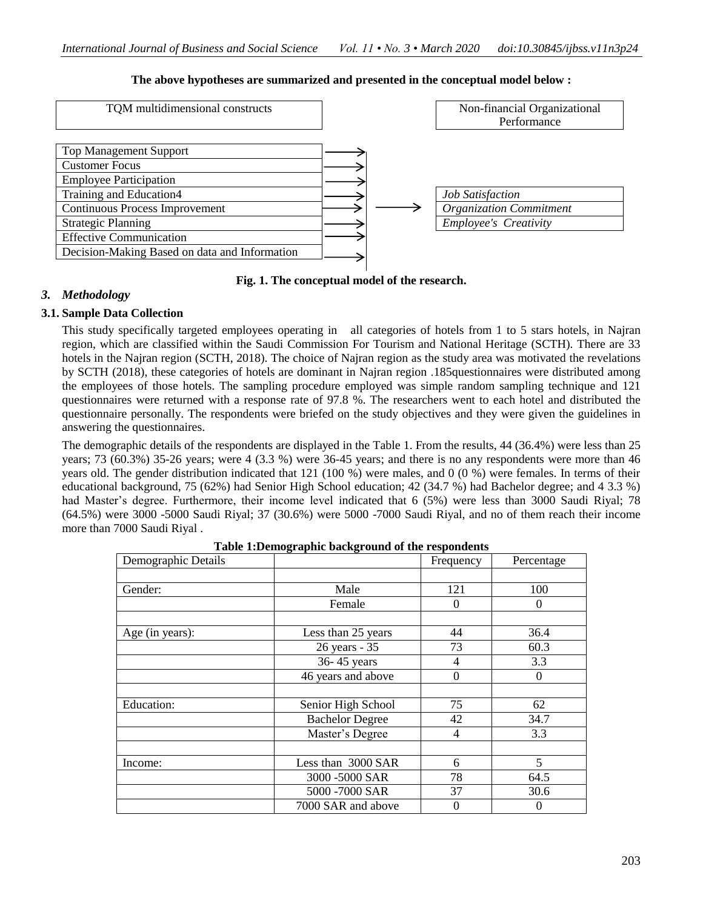**The above hypotheses are summarized and presented in the conceptual model below :**

| TQM multidimensional constructs | | Non-financial Organizational Performance |
|---|---|---|
| Top Management Support | → | |
| Customer Focus | → | |
| Employee Participation | → | |
| Training and Education4 | → | *Job Satisfaction* |
| Continuous Process Improvement | → | *Organization Commitment* |
| Strategic Planning | → | *Employee's Creativity* |
| Effective Communication | → | |
| Decision-Making Based on data and Information | → | |

**Fig. 1. The conceptual model of the research.**

## 3. *Methodology*

### 3.1. Sample Data Collection

This study specifically targeted employees operating in all categories of hotels from 1 to 5 stars hotels, in Najran region, which are classified within the Saudi Commission For Tourism and National Heritage (SCTH). There are 33 hotels in the Najran region (SCTH, 2018). The choice of Najran region as the study area was motivated the revelations by SCTH (2018), these categories of hotels are dominant in Najran region .185questionnaires were distributed among the employees of those hotels. The sampling procedure employed was simple random sampling technique and 121 questionnaires were returned with a response rate of 97.8 %. The researchers went to each hotel and distributed the questionnaire personally. The respondents were briefed on the study objectives and they were given the guidelines in answering the questionnaires.

The demographic details of the respondents are displayed in the Table 1. From the results, 44 (36.4%) were less than 25 years; 73 (60.3%) 35-26 years; were 4 (3.3 %) were 36-45 years; and there is no any respondents were more than 46 years old. The gender distribution indicated that 121 (100 %) were males, and 0 (0 %) were females. In terms of their educational background, 75 (62%) had Senior High School education; 42 (34.7 %) had Bachelor degree; and 4 3.3 %) had Master's degree. Furthermore, their income level indicated that 6 (5%) were less than 3000 Saudi Riyal; 78 (64.5%) were 3000 -5000 Saudi Riyal; 37 (30.6%) were 5000 -7000 Saudi Riyal, and no of them reach their income more than 7000 Saudi Riyal .

**Table 1:Demographic background of the respondents**

| Demographic Details | | Frequency | Percentage |
|---|---|---|---|
| | | | |
| Gender: | Male | 121 | 100 |
| | Female | 0 | 0 |
| | | | |
| Age (in years): | Less than 25 years | 44 | 36.4 |
| | 26 years - 35 | 73 | 60.3 |
| | 36- 45 years | 4 | 3.3 |
| | 46 years and above | 0 | 0 |
| | | | |
| Education: | Senior High School | 75 | 62 |
| | Bachelor Degree | 42 | 34.7 |
| | Master's Degree | 4 | 3.3 |
| | | | |
| Income: | Less than 3000 SAR | 6 | 5 |
| | 3000 -5000 SAR | 78 | 64.5 |
| | 5000 -7000 SAR | 37 | 30.6 |
| | 7000 SAR and above | 0 | 0 |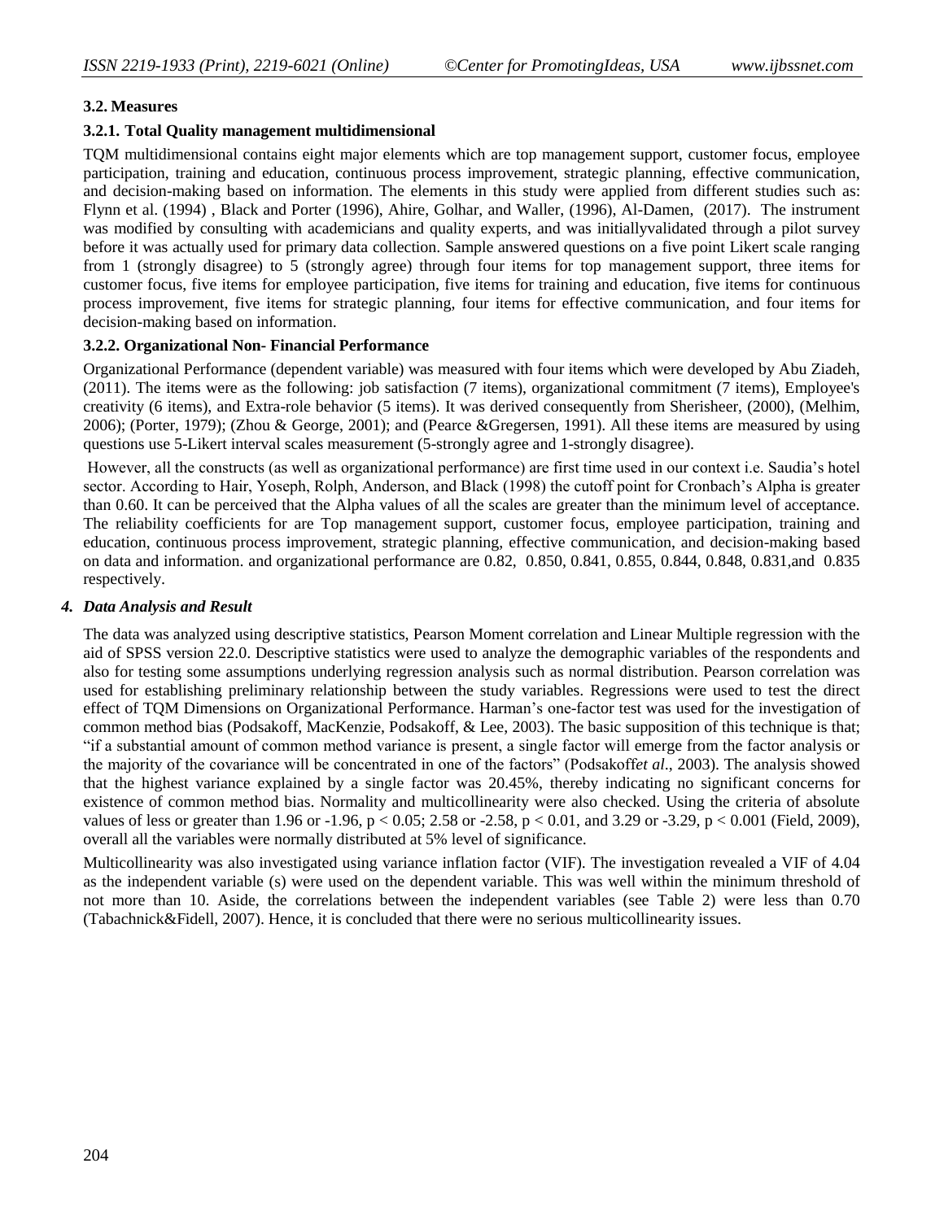### 3.2. Measures

#### 3.2.1. Total Quality management multidimensional

TQM multidimensional contains eight major elements which are top management support, customer focus, employee participation, training and education, continuous process improvement, strategic planning, effective communication, and decision-making based on information. The elements in this study were applied from different studies such as: Flynn et al. (1994) , Black and Porter (1996), Ahire, Golhar, and Waller, (1996), Al-Damen, (2017). The instrument was modified by consulting with academicians and quality experts, and was initiallyvalidated through a pilot survey before it was actually used for primary data collection. Sample answered questions on a five point Likert scale ranging from 1 (strongly disagree) to 5 (strongly agree) through four items for top management support, three items for customer focus, five items for employee participation, five items for training and education, five items for continuous process improvement, five items for strategic planning, four items for effective communication, and four items for decision-making based on information.

#### 3.2.2. Organizational Non- Financial Performance

Organizational Performance (dependent variable) was measured with four items which were developed by Abu Ziadeh, (2011). The items were as the following: job satisfaction (7 items), organizational commitment (7 items), Employee's creativity (6 items), and Extra-role behavior (5 items). It was derived consequently from Sherisheer, (2000), (Melhim, 2006); (Porter, 1979); (Zhou & George, 2001); and (Pearce &Gregersen, 1991). All these items are measured by using questions use 5-Likert interval scales measurement (5-strongly agree and 1-strongly disagree).

However, all the constructs (as well as organizational performance) are first time used in our context i.e. Saudia's hotel sector. According to Hair, Yoseph, Rolph, Anderson, and Black (1998) the cutoff point for Cronbach's Alpha is greater than 0.60. It can be perceived that the Alpha values of all the scales are greater than the minimum level of acceptance. The reliability coefficients for are Top management support, customer focus, employee participation, training and education, continuous process improvement, strategic planning, effective communication, and decision-making based on data and information. and organizational performance are 0.82, 0.850, 0.841, 0.855, 0.844, 0.848, 0.831,and 0.835 respectively.

## 4. *Data Analysis and Result*

The data was analyzed using descriptive statistics, Pearson Moment correlation and Linear Multiple regression with the aid of SPSS version 22.0. Descriptive statistics were used to analyze the demographic variables of the respondents and also for testing some assumptions underlying regression analysis such as normal distribution. Pearson correlation was used for establishing preliminary relationship between the study variables. Regressions were used to test the direct effect of TQM Dimensions on Organizational Performance. Harman's one-factor test was used for the investigation of common method bias (Podsakoff, MacKenzie, Podsakoff, & Lee, 2003). The basic supposition of this technique is that; "if a substantial amount of common method variance is present, a single factor will emerge from the factor analysis or the majority of the covariance will be concentrated in one of the factors" (Podsakoff*et al*., 2003). The analysis showed that the highest variance explained by a single factor was 20.45%, thereby indicating no significant concerns for existence of common method bias. Normality and multicollinearity were also checked. Using the criteria of absolute values of less or greater than 1.96 or -1.96, $p < 0.05$; 2.58 or -2.58, $p < 0.01$, and 3.29 or -3.29, $p < 0.001$ (Field, 2009), overall all the variables were normally distributed at 5% level of significance.

Multicollinearity was also investigated using variance inflation factor (VIF). The investigation revealed a VIF of 4.04 as the independent variable (s) were used on the dependent variable. This was well within the minimum threshold of not more than 10. Aside, the correlations between the independent variables (see Table 2) were less than 0.70 (Tabachnick&Fidell, 2007). Hence, it is concluded that there were no serious multicollinearity issues.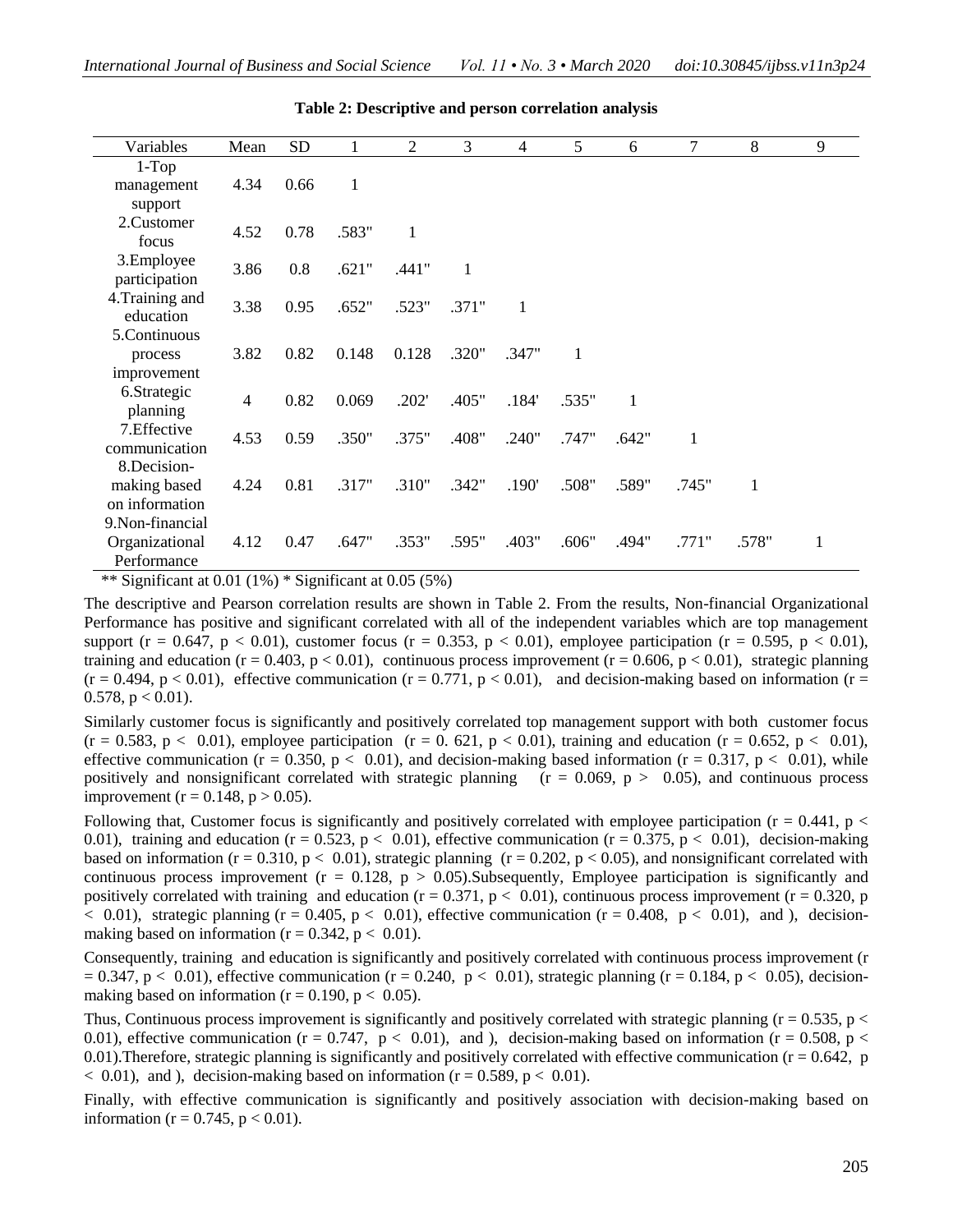**Table 2: Descriptive and person correlation analysis**

| Variables | Mean | SD | 1 | 2 | 3 | 4 | 5 | 6 | 7 | 8 | 9 |
|---|---|---|---|---|---|---|---|---|---|---|---|
| 1-Top management support | 4.34 | 0.66 | 1 | | | | | | | | |
| 2.Customer focus | 4.52 | 0.78 | .583" | 1 | | | | | | | |
| 3.Employee participation | 3.86 | 0.8 | .621" | .441" | 1 | | | | | | |
| 4.Training and education | 3.38 | 0.95 | .652" | .523" | .371" | 1 | | | | | |
| 5.Continuous process improvement | 3.82 | 0.82 | 0.148 | 0.128 | .320" | .347" | 1 | | | | |
| 6.Strategic planning | 4 | 0.82 | 0.069 | .202' | .405" | .184' | .535" | 1 | | | |
| 7.Effective communication | 4.53 | 0.59 | .350" | .375" | .408" | .240" | .747" | .642" | 1 | | |
| 8.Decision-making based on information | 4.24 | 0.81 | .317" | .310" | .342" | .190' | .508" | .589" | .745" | 1 | |
| 9.Non-financial Organizational Performance | 4.12 | 0.47 | .647" | .353" | .595" | .403" | .606" | .494" | .771" | .578" | 1 |

** Significant at 0.01 (1%) * Significant at 0.05 (5%)

The descriptive and Pearson correlation results are shown in Table 2. From the results, Non-financial Organizational Performance has positive and significant correlated with all of the independent variables which are top management support ($r = 0.647$, $p < 0.01$), customer focus ($r = 0.353$, $p < 0.01$), employee participation ($r = 0.595$, $p < 0.01$), training and education ($r = 0.403$, $p < 0.01$), continuous process improvement ($r = 0.606$, $p < 0.01$), strategic planning ($r = 0.494$, $p < 0.01$), effective communication ($r = 0.771$, $p < 0.01$), and decision-making based on information ($r = 0.578$, $p < 0.01$).

Similarly customer focus is significantly and positively correlated top management support with both customer focus ($r = 0.583$, $p < 0.01$), employee participation ($r = 0.621$, $p < 0.01$), training and education ($r = 0.652$, $p < 0.01$), effective communication ($r = 0.350$, $p < 0.01$), and decision-making based information ($r = 0.317$, $p < 0.01$), while positively and nonsignificant correlated with strategic planning ($r = 0.069$, $p > 0.05$), and continuous process improvement ($r = 0.148$, $p > 0.05$).

Following that, Customer focus is significantly and positively correlated with employee participation ($r = 0.441$, $p < 0.01$), training and education ($r = 0.523$, $p < 0.01$), effective communication ($r = 0.375$, $p < 0.01$), decision-making based on information ($r = 0.310$, $p < 0.01$), strategic planning ($r = 0.202$, $p < 0.05$), and nonsignificant correlated with continuous process improvement ($r = 0.128$, $p > 0.05$).Subsequently, Employee participation is significantly and positively correlated with training and education ($r = 0.371$, $p < 0.01$), continuous process improvement ($r = 0.320$, $p < 0.01$), strategic planning ($r = 0.405$, $p < 0.01$), effective communication ($r = 0.408$, $p < 0.01$), and ), decision-making based on information ($r = 0.342$, $p < 0.01$).

Consequently, training and education is significantly and positively correlated with continuous process improvement ($r = 0.347$, $p < 0.01$), effective communication ($r = 0.240$, $p < 0.01$), strategic planning ($r = 0.184$, $p < 0.05$), decision-making based on information ($r = 0.190$, $p < 0.05$).

Thus, Continuous process improvement is significantly and positively correlated with strategic planning ($r = 0.535$, $p < 0.01$), effective communication ($r = 0.747$, $p < 0.01$), and ), decision-making based on information ($r = 0.508$, $p < 0.01$).Therefore, strategic planning is significantly and positively correlated with effective communication ($r = 0.642$, $p < 0.01$), and ), decision-making based on information ($r = 0.589$, $p < 0.01$).

Finally, with effective communication is significantly and positively association with decision-making based on information ($r = 0.745$, $p < 0.01$).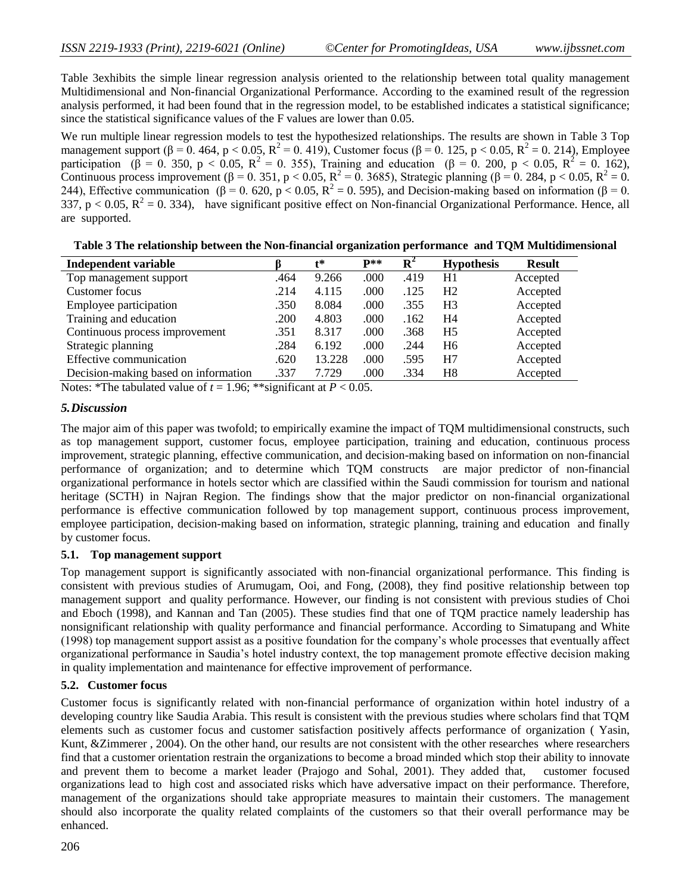Table 3exhibits the simple linear regression analysis oriented to the relationship between total quality management Multidimensional and Non-financial Organizational Performance. According to the examined result of the regression analysis performed, it had been found that in the regression model, to be established indicates a statistical significance; since the statistical significance values of the F values are lower than 0.05.

We run multiple linear regression models to test the hypothesized relationships. The results are shown in Table 3 Top management support ($\beta = 0.464$, $p < 0.05$, $R^2 = 0.419$), Customer focus ($\beta = 0.125$, $p < 0.05$, $R^2 = 0.214$), Employee participation ($\beta = 0.350$, $p < 0.05$, $R^2 = 0.355$), Training and education ($\beta = 0.200$, $p < 0.05$, $R^2 = 0.162$), Continuous process improvement ($\beta = 0.351$, $p < 0.05$, $R^2 = 0.3685$), Strategic planning ($\beta = 0.284$, $p < 0.05$, $R^2 = 0.244$), Effective communication ($\beta = 0.620$, $p < 0.05$, $R^2 = 0.595$), and Decision-making based on information ($\beta = 0.337$, $p < 0.05$, $R^2 = 0.334$), have significant positive effect on Non-financial Organizational Performance. Hence, all are supported.

**Table 3 The relationship between the Non-financial organization performance and TQM Multidimensional**

| Independent variable | β | t* | P** | $R^2$ | Hypothesis | Result |
|---|---|---|---|---|---|---|
| Top management support | .464 | 9.266 | .000 | .419 | H1 | Accepted |
| Customer focus | .214 | 4.115 | .000 | .125 | H2 | Accepted |
| Employee participation | .350 | 8.084 | .000 | .355 | H3 | Accepted |
| Training and education | .200 | 4.803 | .000 | .162 | H4 | Accepted |
| Continuous process improvement | .351 | 8.317 | .000 | .368 | H5 | Accepted |
| Strategic planning | .284 | 6.192 | .000 | .244 | H6 | Accepted |
| Effective communication | .620 | 13.228 | .000 | .595 | H7 | Accepted |
| Decision-making based on information | .337 | 7.729 | .000 | .334 | H8 | Accepted |

Notes: *The tabulated value of $t = 1.96$; **significant at $P < 0.05$.

## *5. Discussion*

The major aim of this paper was twofold; to empirically examine the impact of TQM multidimensional constructs, such as top management support, customer focus, employee participation, training and education, continuous process improvement, strategic planning, effective communication, and decision-making based on information on non-financial performance of organization; and to determine which TQM constructs are major predictor of non-financial organizational performance in hotels sector which are classified within the Saudi commission for tourism and national heritage (SCTH) in Najran Region. The findings show that the major predictor on non-financial organizational performance is effective communication followed by top management support, continuous process improvement, employee participation, decision-making based on information, strategic planning, training and education and finally by customer focus.

### 5.1. Top management support

Top management support is significantly associated with non-financial organizational performance. This finding is consistent with previous studies of Arumugam, Ooi, and Fong, (2008), they find positive relationship between top management support and quality performance. However, our finding is not consistent with previous studies of Choi and Eboch (1998), and Kannan and Tan (2005). These studies find that one of TQM practice namely leadership has nonsignificant relationship with quality performance and financial performance. According to Simatupang and White (1998) top management support assist as a positive foundation for the company's whole processes that eventually affect organizational performance in Saudia's hotel industry context, the top management promote effective decision making in quality implementation and maintenance for effective improvement of performance.

### 5.2. Customer focus

Customer focus is significantly related with non-financial performance of organization within hotel industry of a developing country like Saudia Arabia. This result is consistent with the previous studies where scholars find that TQM elements such as customer focus and customer satisfaction positively affects performance of organization ( Yasin, Kunt, &Zimmerer , 2004). On the other hand, our results are not consistent with the other researches where researchers find that a customer orientation restrain the organizations to become a broad minded which stop their ability to innovate and prevent them to become a market leader (Prajogo and Sohal, 2001). They added that, customer focused organizations lead to high cost and associated risks which have adversative impact on their performance. Therefore, management of the organizations should take appropriate measures to maintain their customers. The management should also incorporate the quality related complaints of the customers so that their overall performance may be enhanced.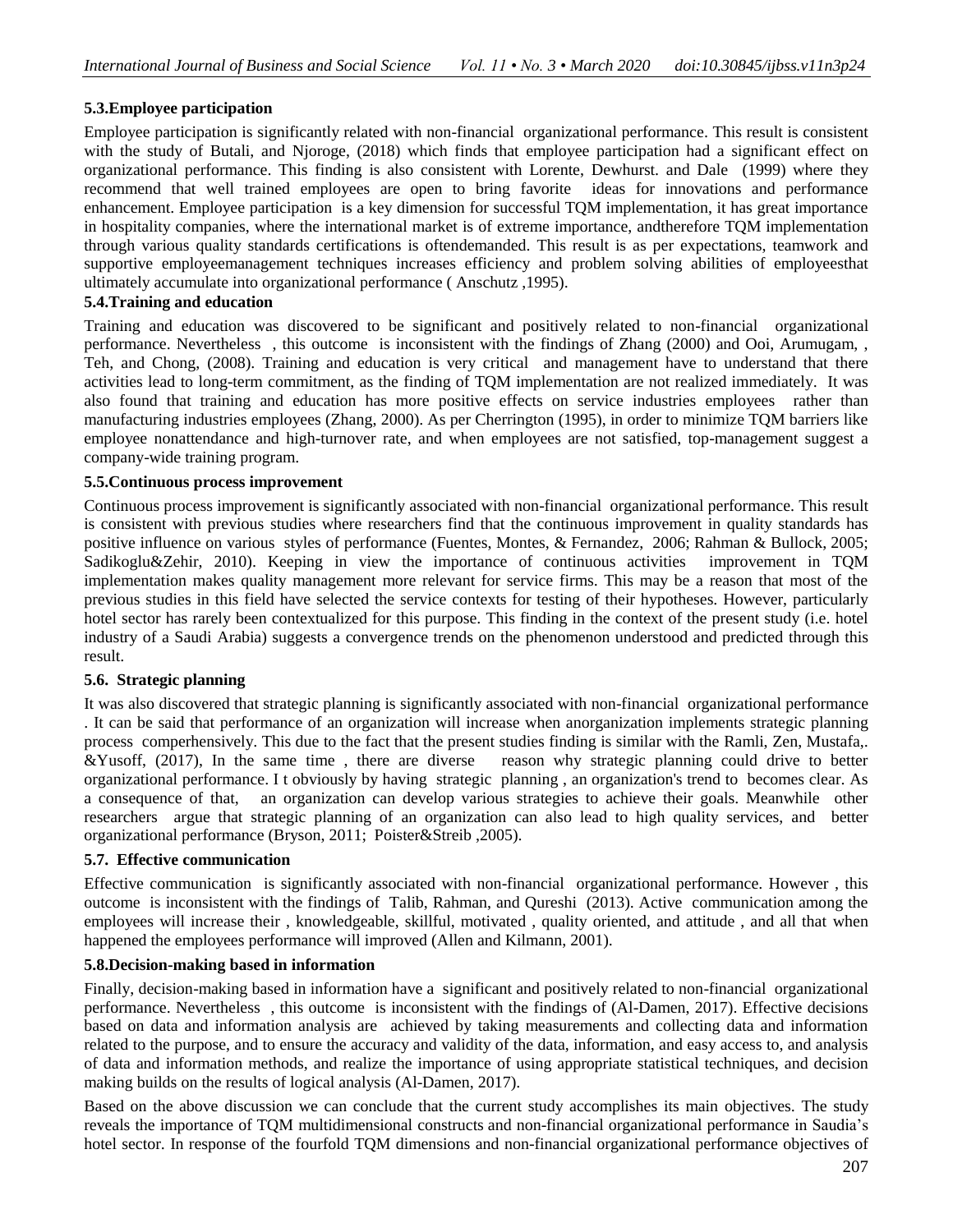### 5.3.Employee participation

Employee participation is significantly related with non-financial organizational performance. This result is consistent with the study of Butali, and Njoroge, (2018) which finds that employee participation had a significant effect on organizational performance. This finding is also consistent with Lorente, Dewhurst. and Dale (1999) where they recommend that well trained employees are open to bring favorite ideas for innovations and performance enhancement. Employee participation is a key dimension for successful TQM implementation, it has great importance in hospitality companies, where the international market is of extreme importance, andtherefore TQM implementation through various quality standards certifications is oftendemanded. This result is as per expectations, teamwork and supportive employeemanagement techniques increases efficiency and problem solving abilities of employeesthat ultimately accumulate into organizational performance ( Anschutz ,1995).

### 5.4.Training and education

Training and education was discovered to be significant and positively related to non-financial organizational performance. Nevertheless , this outcome is inconsistent with the findings of Zhang (2000) and Ooi, Arumugam, , Teh, and Chong, (2008). Training and education is very critical and management have to understand that there activities lead to long-term commitment, as the finding of TQM implementation are not realized immediately. It was also found that training and education has more positive effects on service industries employees rather than manufacturing industries employees (Zhang, 2000). As per Cherrington (1995), in order to minimize TQM barriers like employee nonattendance and high-turnover rate, and when employees are not satisfied, top-management suggest a company-wide training program.

### 5.5.Continuous process improvement

Continuous process improvement is significantly associated with non-financial organizational performance. This result is consistent with previous studies where researchers find that the continuous improvement in quality standards has positive influence on various styles of performance (Fuentes, Montes, & Fernandez, 2006; Rahman & Bullock, 2005; Sadikoglu&Zehir, 2010). Keeping in view the importance of continuous activities improvement in TQM implementation makes quality management more relevant for service firms. This may be a reason that most of the previous studies in this field have selected the service contexts for testing of their hypotheses. However, particularly hotel sector has rarely been contextualized for this purpose. This finding in the context of the present study (i.e. hotel industry of a Saudi Arabia) suggests a convergence trends on the phenomenon understood and predicted through this result.

### 5.6. Strategic planning

It was also discovered that strategic planning is significantly associated with non-financial organizational performance . It can be said that performance of an organization will increase when anorganization implements strategic planning process comperhensively. This due to the fact that the present studies finding is similar with the Ramli, Zen, Mustafa,. &Yusoff, (2017), In the same time , there are diverse reason why strategic planning could drive to better organizational performance. I t obviously by having strategic planning , an organization's trend to becomes clear. As a consequence of that, an organization can develop various strategies to achieve their goals. Meanwhile other researchers argue that strategic planning of an organization can also lead to high quality services, and better organizational performance (Bryson, 2011; Poister&Streib ,2005).

### 5.7. Effective communication

Effective communication is significantly associated with non-financial organizational performance. However , this outcome is inconsistent with the findings of Talib, Rahman, and Qureshi (2013). Active communication among the employees will increase their , knowledgeable, skillful, motivated , quality oriented, and attitude , and all that when happened the employees performance will improved (Allen and Kilmann, 2001).

### 5.8.Decision-making based in information

Finally, decision-making based in information have a significant and positively related to non-financial organizational performance. Nevertheless , this outcome is inconsistent with the findings of (Al-Damen, 2017). Effective decisions based on data and information analysis are achieved by taking measurements and collecting data and information related to the purpose, and to ensure the accuracy and validity of the data, information, and easy access to, and analysis of data and information methods, and realize the importance of using appropriate statistical techniques, and decision making builds on the results of logical analysis (Al-Damen, 2017).

Based on the above discussion we can conclude that the current study accomplishes its main objectives. The study reveals the importance of TQM multidimensional constructs and non-financial organizational performance in Saudia's hotel sector. In response of the fourfold TQM dimensions and non-financial organizational performance objectives of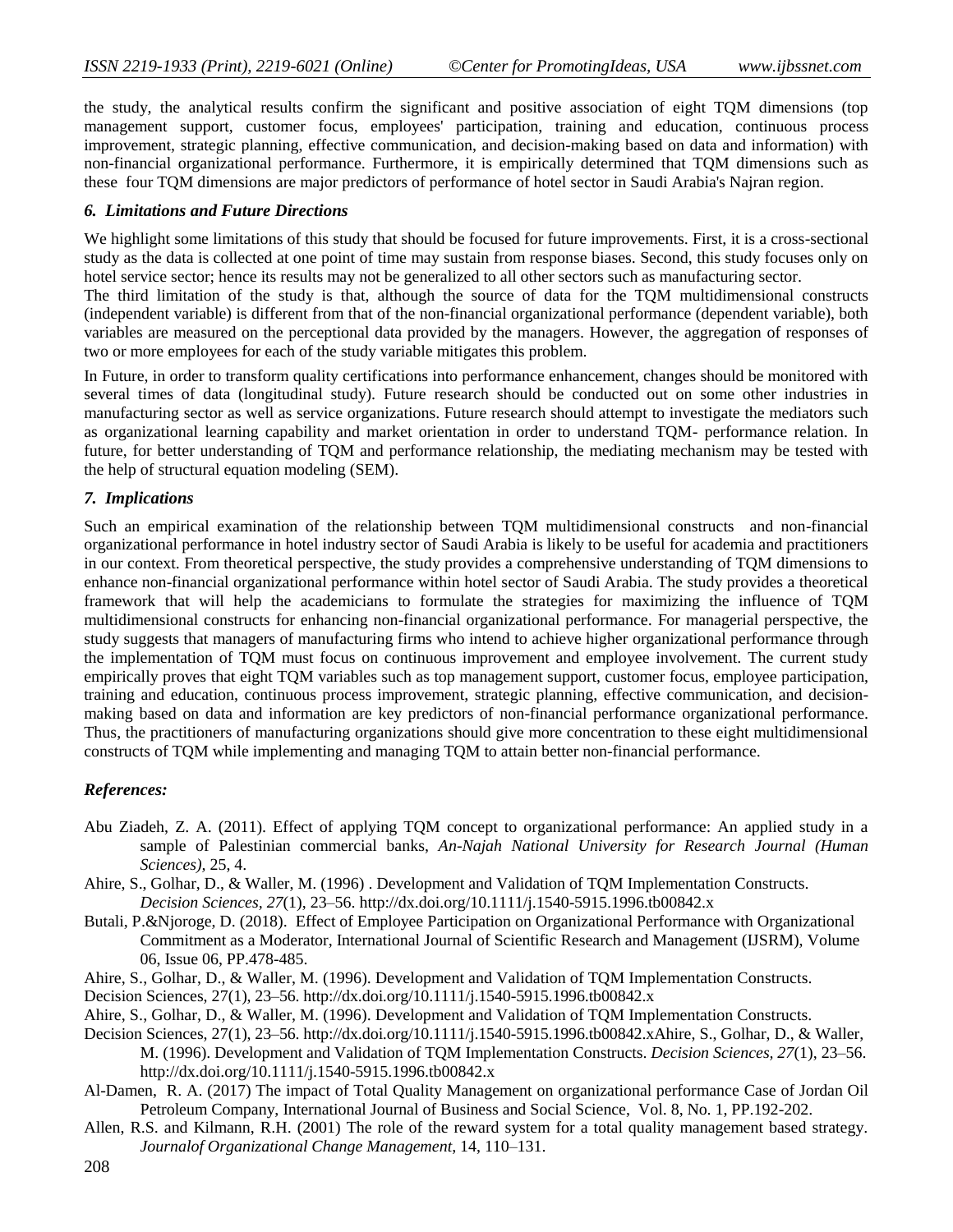the study, the analytical results confirm the significant and positive association of eight TQM dimensions (top management support, customer focus, employees' participation, training and education, continuous process improvement, strategic planning, effective communication, and decision-making based on data and information) with non-financial organizational performance. Furthermore, it is empirically determined that TQM dimensions such as these four TQM dimensions are major predictors of performance of hotel sector in Saudi Arabia's Najran region.

### *6. Limitations and Future Directions*

We highlight some limitations of this study that should be focused for future improvements. First, it is a cross-sectional study as the data is collected at one point of time may sustain from response biases. Second, this study focuses only on hotel service sector; hence its results may not be generalized to all other sectors such as manufacturing sector.

The third limitation of the study is that, although the source of data for the TQM multidimensional constructs (independent variable) is different from that of the non-financial organizational performance (dependent variable), both variables are measured on the perceptional data provided by the managers. However, the aggregation of responses of two or more employees for each of the study variable mitigates this problem.

In Future, in order to transform quality certifications into performance enhancement, changes should be monitored with several times of data (longitudinal study). Future research should be conducted out on some other industries in manufacturing sector as well as service organizations. Future research should attempt to investigate the mediators such as organizational learning capability and market orientation in order to understand TQM- performance relation. In future, for better understanding of TQM and performance relationship, the mediating mechanism may be tested with the help of structural equation modeling (SEM).

### *7. Implications*

Such an empirical examination of the relationship between TQM multidimensional constructs and non-financial organizational performance in hotel industry sector of Saudi Arabia is likely to be useful for academia and practitioners in our context. From theoretical perspective, the study provides a comprehensive understanding of TQM dimensions to enhance non-financial organizational performance within hotel sector of Saudi Arabia. The study provides a theoretical framework that will help the academicians to formulate the strategies for maximizing the influence of TQM multidimensional constructs for enhancing non-financial organizational performance. For managerial perspective, the study suggests that managers of manufacturing firms who intend to achieve higher organizational performance through the implementation of TQM must focus on continuous improvement and employee involvement. The current study empirically proves that eight TQM variables such as top management support, customer focus, employee participation, training and education, continuous process improvement, strategic planning, effective communication, and decision-making based on data and information are key predictors of non-financial performance organizational performance. Thus, the practitioners of manufacturing organizations should give more concentration to these eight multidimensional constructs of TQM while implementing and managing TQM to attain better non-financial performance.

### *References:*

Abu Ziadeh, Z. A. (2011). Effect of applying TQM concept to organizational performance: An applied study in a sample of Palestinian commercial banks, *An-Najah National University for Research Journal (Human Sciences)*, 25, 4.

Ahire, S., Golhar, D., & Waller, M. (1996) . Development and Validation of TQM Implementation Constructs. *Decision Sciences*, *27*(1), 23–56. http://dx.doi.org/10.1111/j.1540-5915.1996.tb00842.x

Butali, P.&Njoroge, D. (2018). Effect of Employee Participation on Organizational Performance with Organizational Commitment as a Moderator, International Journal of Scientific Research and Management (IJSRM), Volume 06, Issue 06, PP.478-485.

Ahire, S., Golhar, D., & Waller, M. (1996). Development and Validation of TQM Implementation Constructs.

Decision Sciences, 27(1), 23–56. http://dx.doi.org/10.1111/j.1540-5915.1996.tb00842.x

Ahire, S., Golhar, D., & Waller, M. (1996). Development and Validation of TQM Implementation Constructs.

Decision Sciences, 27(1), 23–56. http://dx.doi.org/10.1111/j.1540-5915.1996.tb00842.xAhire, S., Golhar, D., & Waller, M. (1996). Development and Validation of TQM Implementation Constructs. *Decision Sciences*, *27*(1), 23–56. http://dx.doi.org/10.1111/j.1540-5915.1996.tb00842.x

Al-Damen, R. A. (2017) The impact of Total Quality Management on organizational performance Case of Jordan Oil Petroleum Company, International Journal of Business and Social Science, Vol. 8, No. 1, PP.192-202.

Allen, R.S. and Kilmann, R.H. (2001) The role of the reward system for a total quality management based strategy. *Journalof Organizational Change Management*, 14, 110–131.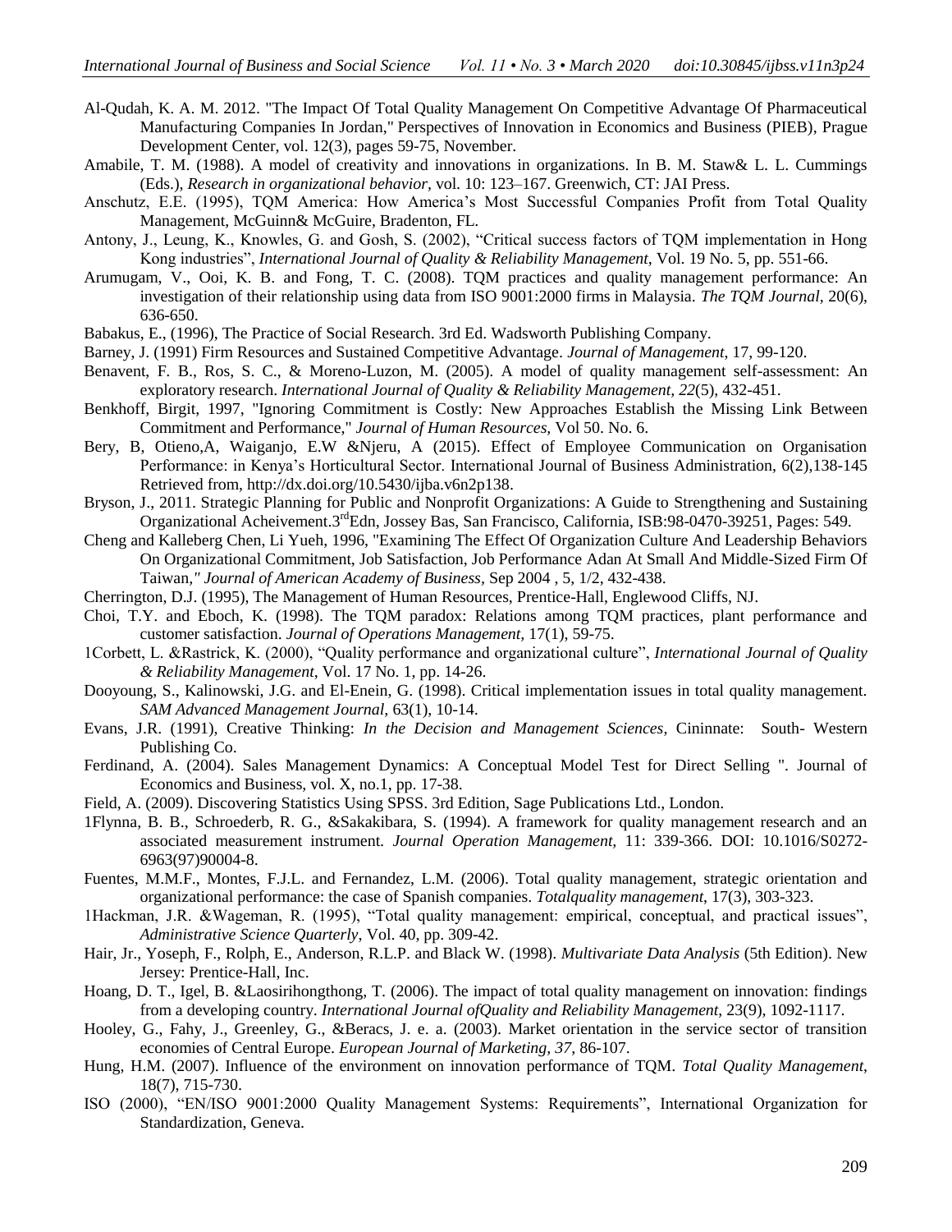Al-Qudah, K. A. M. 2012. "The Impact Of Total Quality Management On Competitive Advantage Of Pharmaceutical Manufacturing Companies In Jordan," Perspectives of Innovation in Economics and Business (PIEB), Prague Development Center, vol. 12(3), pages 59-75, November.

Amabile, T. M. (1988). A model of creativity and innovations in organizations. In B. M. Staw& L. L. Cummings (Eds.), *Research in organizational behavior,* vol. 10: 123–167. Greenwich, CT: JAI Press.

Anschutz, E.E. (1995), TQM America: How America's Most Successful Companies Profit from Total Quality Management, McGuinn& McGuire, Bradenton, FL.

Antony, J., Leung, K., Knowles, G. and Gosh, S. (2002), "Critical success factors of TQM implementation in Hong Kong industries", *International Journal of Quality & Reliability Management*, Vol. 19 No. 5, pp. 551-66.

Arumugam, V., Ooi, K. B. and Fong, T. C. (2008). TQM practices and quality management performance: An investigation of their relationship using data from ISO 9001:2000 firms in Malaysia. *The TQM Journal,* 20(6), 636-650.

Babakus, E., (1996), The Practice of Social Research. 3rd Ed. Wadsworth Publishing Company.

Barney, J. (1991) Firm Resources and Sustained Competitive Advantage. *Journal of Management*, 17, 99-120.

Benavent, F. B., Ros, S. C., & Moreno-Luzon, M. (2005). A model of quality management self-assessment: An exploratory research. *International Journal of Quality & Reliability Management, 22*(5), 432-451.

Benkhoff, Birgit, 1997, "Ignoring Commitment is Costly: New Approaches Establish the Missing Link Between Commitment and Performance," *Journal of Human Resources,* Vol 50. No. 6.

Bery, B, Otieno,A, Waiganjo, E.W &Njeru, A (2015). Effect of Employee Communication on Organisation Performance: in Kenya's Horticultural Sector. International Journal of Business Administration, 6(2),138-145 Retrieved from, http://dx.doi.org/10.5430/ijba.v6n2p138.

Bryson, J., 2011. Strategic Planning for Public and Nonprofit Organizations: A Guide to Strengthening and Sustaining Organizational Acheivement.3rdEdn, Jossey Bas, San Francisco, California, ISB:98-0470-39251, Pages: 549.

Cheng and Kalleberg Chen, Li Yueh, 1996, "Examining The Effect Of Organization Culture And Leadership Behaviors On Organizational Commitment, Job Satisfaction, Job Performance Adan At Small And Middle-Sized Firm Of Taiwan*," Journal of American Academy of Business,* Sep 2004 , 5, 1/2, 432-438.

Cherrington, D.J. (1995), The Management of Human Resources, Prentice-Hall, Englewood Cliffs, NJ.

Choi, T.Y. and Eboch, K. (1998). The TQM paradox: Relations among TQM practices, plant performance and customer satisfaction. *Journal of Operations Management,* 17(1), 59-75.

1Corbett, L. &Rastrick, K. (2000), "Quality performance and organizational culture", *International Journal of Quality & Reliability Management*, Vol. 17 No. 1, pp. 14-26.

Dooyoung, S., Kalinowski, J.G. and El-Enein, G. (1998). Critical implementation issues in total quality management. *SAM Advanced Management Journal,* 63(1), 10-14.

Evans, J.R. (1991), Creative Thinking: *In the Decision and Management Sciences*, Cininnate: South- Western Publishing Co.

Ferdinand, A. (2004). Sales Management Dynamics: A Conceptual Model Test for Direct Selling ". Journal of Economics and Business, vol. X, no.1, pp. 17-38.

Field, A. (2009). Discovering Statistics Using SPSS. 3rd Edition, Sage Publications Ltd., London.

1Flynna, B. B., Schroederb, R. G., &Sakakibara, S. (1994). A framework for quality management research and an associated measurement instrument. *Journal Operation Management,* 11: 339-366. DOI: 10.1016/S0272-6963(97)90004-8.

Fuentes, M.M.F., Montes, F.J.L. and Fernandez, L.M. (2006). Total quality management, strategic orientation and organizational performance: the case of Spanish companies. *Totalquality management*, 17(3), 303-323.

1Hackman, J.R. &Wageman, R. (1995), "Total quality management: empirical, conceptual, and practical issues", *Administrative Science Quarterly*, Vol. 40, pp. 309-42.

Hair, Jr., Yoseph, F., Rolph, E., Anderson, R.L.P. and Black W. (1998). *Multivariate Data Analysis* (5th Edition). New Jersey: Prentice-Hall, Inc.

Hoang, D. T., Igel, B. &Laosirihongthong, T. (2006). The impact of total quality management on innovation: findings from a developing country. *International Journal ofQuality and Reliability Management*, 23(9), 1092-1117.

Hooley, G., Fahy, J., Greenley, G., &Beracs, J. e. a. (2003). Market orientation in the service sector of transition economies of Central Europe. *European Journal of Marketing, 37*, 86-107.

Hung, H.M. (2007). Influence of the environment on innovation performance of TQM. *Total Quality Management*, 18(7), 715-730.

ISO (2000), "EN/ISO 9001:2000 Quality Management Systems: Requirements", International Organization for Standardization, Geneva.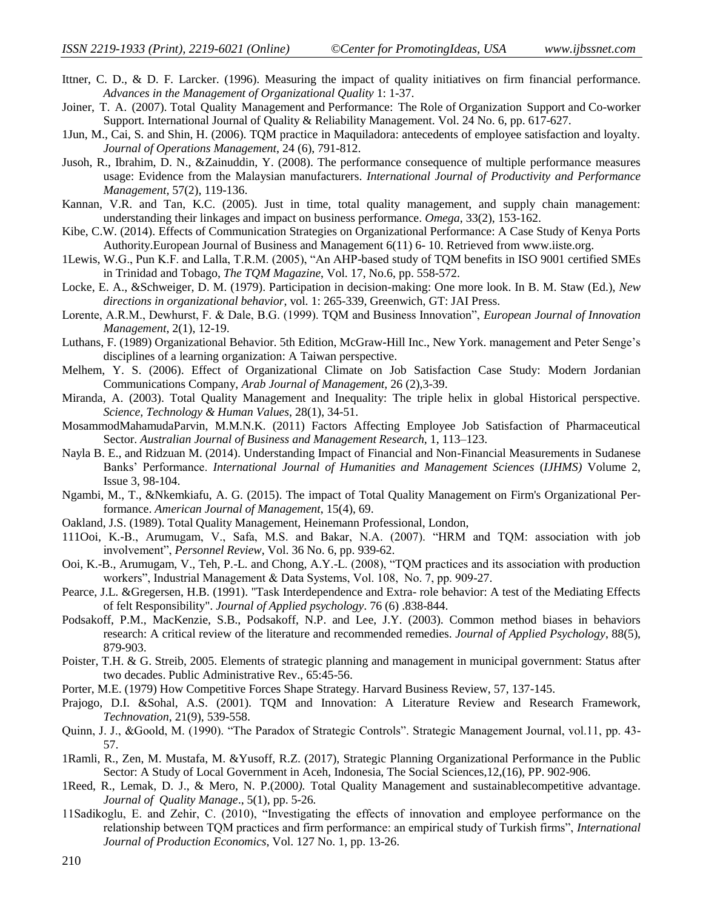Ittner, C. D., & D. F. Larcker. (1996). Measuring the impact of quality initiatives on firm financial performance. *Advances in the Management of Organizational Quality* 1: 1-37.

Joiner, T. A. (2007). Total Quality Management and Performance: The Role of Organization Support and Co-worker Support. International Journal of Quality & Reliability Management. Vol. 24 No. 6, pp. 617-627.

1Jun, M., Cai, S. and Shin, H. (2006). TQM practice in Maquiladora: antecedents of employee satisfaction and loyalty. *Journal of Operations Management*, 24 (6), 791-812.

Jusoh, R., Ibrahim, D. N., &Zainuddin, Y. (2008). The performance consequence of multiple performance measures usage: Evidence from the Malaysian manufacturers. *International Journal of Productivity and Performance Management*, 57(2), 119-136.

Kannan, V.R. and Tan, K.C. (2005). Just in time, total quality management, and supply chain management: understanding their linkages and impact on business performance. *Omega*, 33(2), 153-162.

Kibe, C.W. (2014). Effects of Communication Strategies on Organizational Performance: A Case Study of Kenya Ports Authority.European Journal of Business and Management 6(11) 6- 10. Retrieved from www.iiste.org.

1Lewis, W.G., Pun K.F. and Lalla, T.R.M. (2005), "An AHP-based study of TQM benefits in ISO 9001 certified SMEs in Trinidad and Tobago, *The TQM Magazine*, Vol. 17, No.6, pp. 558-572.

Locke, E. A., &Schweiger, D. M. (1979). Participation in decision-making: One more look. In B. M. Staw (Ed.), *New directions in organizational behavior*, vol. 1: 265-339, Greenwich, GT: JAI Press.

Lorente, A.R.M., Dewhurst, F. & Dale, B.G. (1999). TQM and Business Innovation", *European Journal of Innovation Management*, 2(1), 12-19.

Luthans, F. (1989) Organizational Behavior. 5th Edition, McGraw-Hill Inc., New York. management and Peter Senge's disciplines of a learning organization: A Taiwan perspective.

Melhem, Y. S. (2006). Effect of Organizational Climate on Job Satisfaction Case Study: Modern Jordanian Communications Company, *Arab Journal of Management,* 26 (2),3-39.

Miranda, A. (2003). Total Quality Management and Inequality: The triple helix in global Historical perspective. *Science, Technology & Human Values*, 28(1), 34-51.

MosammodMahamudaParvin, M.M.N.K. (2011) Factors Affecting Employee Job Satisfaction of Pharmaceutical Sector. *Australian Journal of Business and Management Research*, 1, 113–123.

Nayla B. E., and Ridzuan M. (2014). Understanding Impact of Financial and Non-Financial Measurements in Sudanese Banks' Performance. *International Journal of Humanities and Management Sciences* (*IJHMS)* Volume 2, Issue 3, 98-104.

Ngambi, M., T., &Nkemkiafu, A. G. (2015). The impact of Total Quality Management on Firm's Organizational Performance. *American Journal of Management*, 15(4), 69.

Oakland, J.S. (1989). Total Quality Management, Heinemann Professional, London,

111Ooi, K.-B., Arumugam, V., Safa, M.S. and Bakar, N.A. (2007). "HRM and TQM: association with job involvement", *Personnel Review*, Vol. 36 No. 6, pp. 939-62.

Ooi, K.-B., Arumugam, V., Teh, P.-L. and Chong, A.Y.-L. (2008), "TQM practices and its association with production workers", Industrial Management & Data Systems, Vol. 108, No. 7, pp. 909-27.

Pearce, J.L. &Gregersen, H.B. (1991). "Task Interdependence and Extra- role behavior: A test of the Mediating Effects of felt Responsibility". *Journal of Applied psychology*. 76 (6) .838-844.

Podsakoff, P.M., MacKenzie, S.B., Podsakoff, N.P. and Lee, J.Y. (2003). Common method biases in behaviors research: A critical review of the literature and recommended remedies. *Journal of Applied Psychology*, 88(5), 879-903.

Poister, T.H. & G. Streib, 2005. Elements of strategic planning and management in municipal government: Status after two decades. Public Administrative Rev., 65:45-56.

Porter, M.E. (1979) How Competitive Forces Shape Strategy. Harvard Business Review, 57, 137-145.

Prajogo, D.I. &Sohal, A.S. (2001). TQM and Innovation: A Literature Review and Research Framework, *Technovation*, 21(9), 539-558.

Quinn, J. J., &Goold, M. (1990). "The Paradox of Strategic Controls". Strategic Management Journal, vol.11, pp. 43-57.

1Ramli, R., Zen, M. Mustafa, M. &Yusoff, R.Z. (2017), Strategic Planning Organizational Performance in the Public Sector: A Study of Local Government in Aceh, Indonesia, The Social Sciences,12,(16), PP. 902-906.

1Reed, R., Lemak, D. J., & Mero, N. P.(2000*).* Total Quality Management and sustainablecompetitive advantage. *Journal of Quality Manage*., 5(1), pp. 5-26.

11Sadikoglu, E. and Zehir, C. (2010), "Investigating the effects of innovation and employee performance on the relationship between TQM practices and firm performance: an empirical study of Turkish firms", *International Journal of Production Economics*, Vol. 127 No. 1, pp. 13-26.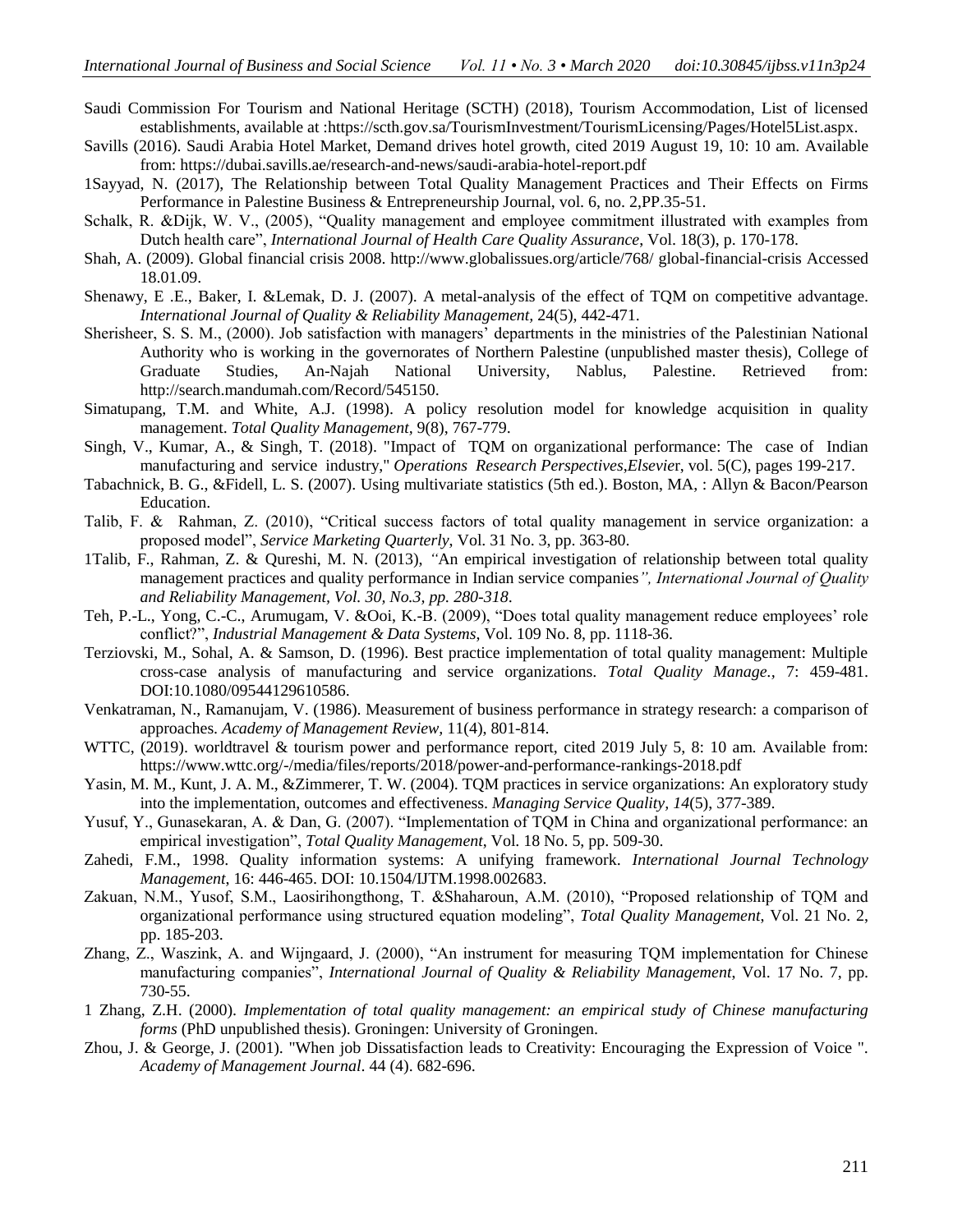Saudi Commission For Tourism and National Heritage (SCTH) (2018), Tourism Accommodation, List of licensed establishments, available at :https://scth.gov.sa/TourismInvestment/TourismLicensing/Pages/Hotel5List.aspx.

Savills (2016). Saudi Arabia Hotel Market, Demand drives hotel growth, cited 2019 August 19, 10: 10 am. Available from: https://dubai.savills.ae/research-and-news/saudi-arabia-hotel-report.pdf

1Sayyad, N. (2017), The Relationship between Total Quality Management Practices and Their Effects on Firms Performance in Palestine Business & Entrepreneurship Journal, vol. 6, no. 2,PP.35-51.

Schalk, R. &Dijk, W. V., (2005), "Quality management and employee commitment illustrated with examples from Dutch health care", *International Journal of Health Care Quality Assurance*, Vol. 18(3), p. 170-178.

Shah, A. (2009). Global financial crisis 2008. http://www.globalissues.org/article/768/ global-financial-crisis Accessed 18.01.09.

Shenawy, E .E., Baker, I. &Lemak, D. J. (2007). A metal-analysis of the effect of TQM on competitive advantage. *International Journal of Quality & Reliability Management*, 24(5), 442-471.

Sherisheer, S. S. M., (2000). Job satisfaction with managers' departments in the ministries of the Palestinian National Authority who is working in the governorates of Northern Palestine (unpublished master thesis), College of Graduate Studies, An-Najah National University, Nablus, Palestine. Retrieved from: http://search.mandumah.com/Record/545150.

Simatupang, T.M. and White, A.J. (1998). A policy resolution model for knowledge acquisition in quality management. *Total Quality Management*, 9(8), 767-779.

Singh, V., Kumar, A., & Singh, T. (2018). "Impact of TQM on organizational performance: The case of Indian manufacturing and service industry," *Operations Research Perspectives*,*Elsevier*, vol. 5(C), pages 199-217.

Tabachnick, B. G., &Fidell, L. S. (2007). Using multivariate statistics (5th ed.). Boston, MA, : Allyn & Bacon/Pearson Education.

Talib, F. & Rahman, Z. (2010), "Critical success factors of total quality management in service organization: a proposed model", *Service Marketing Quarterly*, Vol. 31 No. 3, pp. 363-80.

1Talib, F., Rahman, Z. & Qureshi, M. N. (2013), *"*An empirical investigation of relationship between total quality management practices and quality performance in Indian service companies*", International Journal of Quality and Reliability Management*, *Vol. 30, No.3, pp. 280-318*.

Teh, P.-L., Yong, C.-C., Arumugam, V. &Ooi, K.-B. (2009), "Does total quality management reduce employees' role conflict?", *Industrial Management & Data Systems*, Vol. 109 No. 8, pp. 1118-36.

Terziovski, M., Sohal, A. & Samson, D. (1996). Best practice implementation of total quality management: Multiple cross-case analysis of manufacturing and service organizations. *Total Quality Manage.*, 7: 459-481. DOI:10.1080/09544129610586.

Venkatraman, N., Ramanujam, V. (1986). Measurement of business performance in strategy research: a comparison of approaches. *Academy of Management Review*, 11(4), 801-814.

WTTC, (2019). worldtravel & tourism power and performance report, cited 2019 July 5, 8: 10 am. Available from: https://www.wttc.org/-/media/files/reports/2018/power-and-performance-rankings-2018.pdf

Yasin, M. M., Kunt, J. A. M., &Zimmerer, T. W. (2004). TQM practices in service organizations: An exploratory study into the implementation, outcomes and effectiveness. *Managing Service Quality*, *14*(5), 377-389.

Yusuf, Y., Gunasekaran, A. & Dan, G. (2007). "Implementation of TQM in China and organizational performance: an empirical investigation", *Total Quality Management*, Vol. 18 No. 5, pp. 509-30.

Zahedi, F.M., 1998. Quality information systems: A unifying framework. *International Journal Technology Management*, 16: 446-465. DOI: 10.1504/IJTM.1998.002683.

Zakuan, N.M., Yusof, S.M., Laosirihongthong, T. &Shaharoun, A.M. (2010), "Proposed relationship of TQM and organizational performance using structured equation modeling", *Total Quality Management*, Vol. 21 No. 2, pp. 185-203.

Zhang, Z., Waszink, A. and Wijngaard, J. (2000), "An instrument for measuring TQM implementation for Chinese manufacturing companies", *International Journal of Quality & Reliability Management*, Vol. 17 No. 7, pp. 730-55.

1 Zhang, Z.H. (2000). *Implementation of total quality management: an empirical study of Chinese manufacturing forms* (PhD unpublished thesis). Groningen: University of Groningen.

Zhou, J. & George, J. (2001). "When job Dissatisfaction leads to Creativity: Encouraging the Expression of Voice ". *Academy of Management Journal*. 44 (4). 682-696.